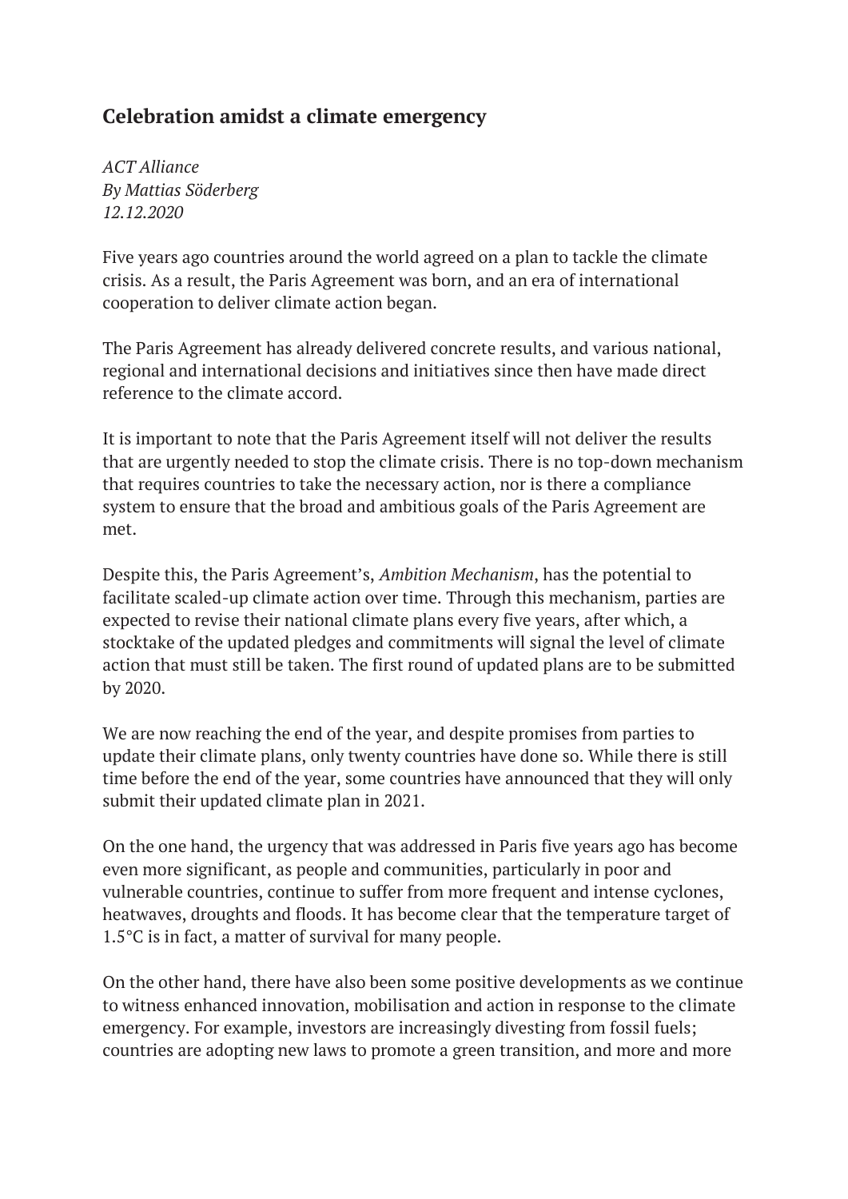## Celebration amidst a climate emergency

*ACT Alliance*
*By Mattias Söderberg*
*12.12.2020*

Five years ago countries around the world agreed on a plan to tackle the climate crisis. As a result, the Paris Agreement was born, and an era of international cooperation to deliver climate action began.

The Paris Agreement has already delivered concrete results, and various national, regional and international decisions and initiatives since then have made direct reference to the climate accord.

It is important to note that the Paris Agreement itself will not deliver the results that are urgently needed to stop the climate crisis. There is no top-down mechanism that requires countries to take the necessary action, nor is there a compliance system to ensure that the broad and ambitious goals of the Paris Agreement are met.

Despite this, the Paris Agreement's, *Ambition Mechanism*, has the potential to facilitate scaled-up climate action over time. Through this mechanism, parties are expected to revise their national climate plans every five years, after which, a stocktake of the updated pledges and commitments will signal the level of climate action that must still be taken. The first round of updated plans are to be submitted by 2020.

We are now reaching the end of the year, and despite promises from parties to update their climate plans, only twenty countries have done so. While there is still time before the end of the year, some countries have announced that they will only submit their updated climate plan in 2021.

On the one hand, the urgency that was addressed in Paris five years ago has become even more significant, as people and communities, particularly in poor and vulnerable countries, continue to suffer from more frequent and intense cyclones, heatwaves, droughts and floods. It has become clear that the temperature target of 1.5°C is in fact, a matter of survival for many people.

On the other hand, there have also been some positive developments as we continue to witness enhanced innovation, mobilisation and action in response to the climate emergency. For example, investors are increasingly divesting from fossil fuels; countries are adopting new laws to promote a green transition, and more and more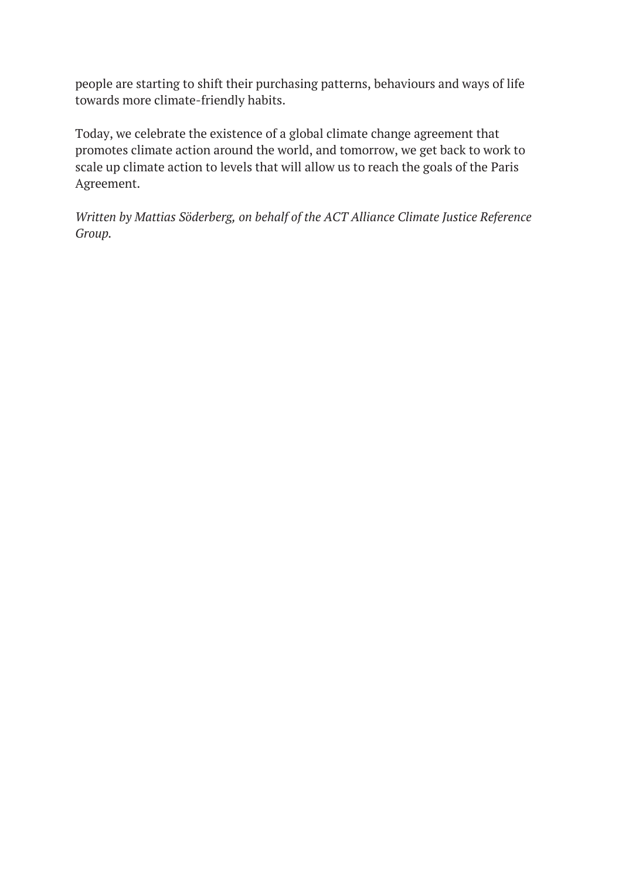people are starting to shift their purchasing patterns, behaviours and ways of life towards more climate-friendly habits.

Today, we celebrate the existence of a global climate change agreement that promotes climate action around the world, and tomorrow, we get back to work to scale up climate action to levels that will allow us to reach the goals of the Paris Agreement.

*Written by Mattias Söderberg, on behalf of the ACT Alliance Climate Justice Reference Group.*